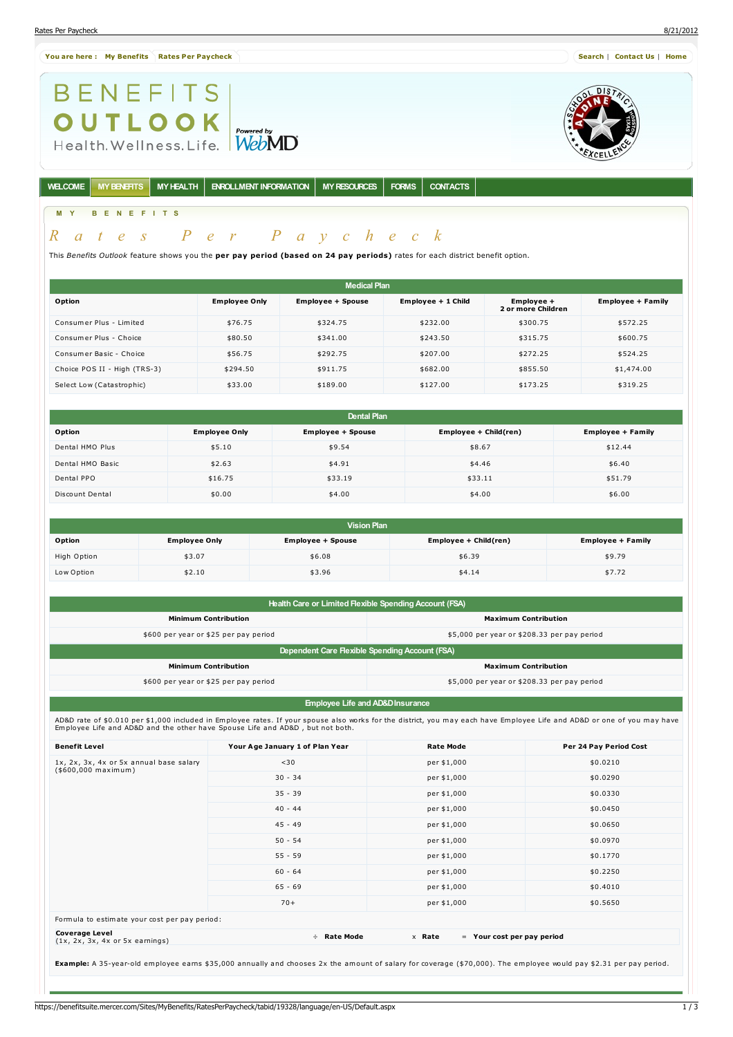You are here : My Benefits Rates Per Paycheck

Search | Contact Us | Home

BENEFITS OUTLOOK Health.Wellness.Life. Powered by WebMD

WELCOME | MY BENEFITS | MY HEALTH | ENROLLMENT INFORMATION | MY RESOURCES | FORMS | CONTACTS

MY BENEFITS

# *Rates Per Paycheck*

This *Benefits Outlook* feature shows you the **per pay period (based on 24 pay periods)** rates for each district benefit option.

| Medical Plan | | | | | |
|---|---|---|---|---|---|
| **Option** | **Employee Only** | **Employee + Spouse** | **Employee + 1 Child** | **Employee + 2 or more Children** | **Employee + Family** |
| Consumer Plus - Limited | $76.75 | $324.75 | $232.00 | $300.75 | $572.25 |
| Consumer Plus - Choice | $80.50 | $341.00 | $243.50 | $315.75 | $600.75 |
| Consumer Basic - Choice | $56.75 | $292.75 | $207.00 | $272.25 | $524.25 |
| Choice POS II - High (TRS-3) | $294.50 | $911.75 | $682.00 | $855.50 | $1,474.00 |
| Select Low (Catastrophic) | $33.00 | $189.00 | $127.00 | $173.25 | $319.25 |

| Dental Plan | | | | |
|---|---|---|---|---|
| **Option** | **Employee Only** | **Employee + Spouse** | **Employee + Child(ren)** | **Employee + Family** |
| Dental HMO Plus | $5.10 | $9.54 | $8.67 | $12.44 |
| Dental HMO Basic | $2.63 | $4.91 | $4.46 | $6.40 |
| Dental PPO | $16.75 | $33.19 | $33.11 | $51.79 |
| Discount Dental | $0.00 | $4.00 | $4.00 | $6.00 |

| Vision Plan | | | | |
|---|---|---|---|---|
| **Option** | **Employee Only** | **Employee + Spouse** | **Employee + Child(ren)** | **Employee + Family** |
| High Option | $3.07 | $6.08 | $6.39 | $9.79 |
| Low Option | $2.10 | $3.96 | $4.14 | $7.72 |

| Health Care or Limited Flexible Spending Account (FSA) | |
|---|---|
| **Minimum Contribution** | **Maximum Contribution** |
| $600 per year or $25 per pay period | $5,000 per year or $208.33 per pay period |
| **Dependent Care Flexible Spending Account (FSA)** | |
| **Minimum Contribution** | **Maximum Contribution** |
| $600 per year or $25 per pay period | $5,000 per year or $208.33 per pay period |

## Employee Life and AD&D Insurance

AD&D rate of $0.010 per $1,000 included in Employee rates. If your spouse also works for the district, you may each have Employee Life and AD&D or one of you may have Employee Life and AD&D and the other have Spouse Life and AD&D , but not both.

| Benefit Level | Your Age January 1 of Plan Year | Rate Mode | Per 24 Pay Period Cost |
|---|---|---|---|
| 1x, 2x, 3x, 4x or 5x annual base salary ($600,000 maximum) | <30 | per $1,000 | $0.0210 |
| | 30 - 34 | per $1,000 | $0.0290 |
| | 35 - 39 | per $1,000 | $0.0330 |
| | 40 - 44 | per $1,000 | $0.0450 |
| | 45 - 49 | per $1,000 | $0.0650 |
| | 50 - 54 | per $1,000 | $0.0970 |
| | 55 - 59 | per $1,000 | $0.1770 |
| | 60 - 64 | per $1,000 | $0.2250 |
| | 65 - 69 | per $1,000 | $0.4010 |
| | 70+ | per $1,000 | $0.5650 |

Formula to estimate your cost per pay period:

**Coverage Level** (1x, 2x, 3x, 4x or 5x earnings) ÷ **Rate Mode** x **Rate** = **Your cost per pay period**

**Example:** A 35-year-old employee earns $35,000 annually and chooses 2x the amount of salary for coverage ($70,000). The employee would pay $2.31 per pay period.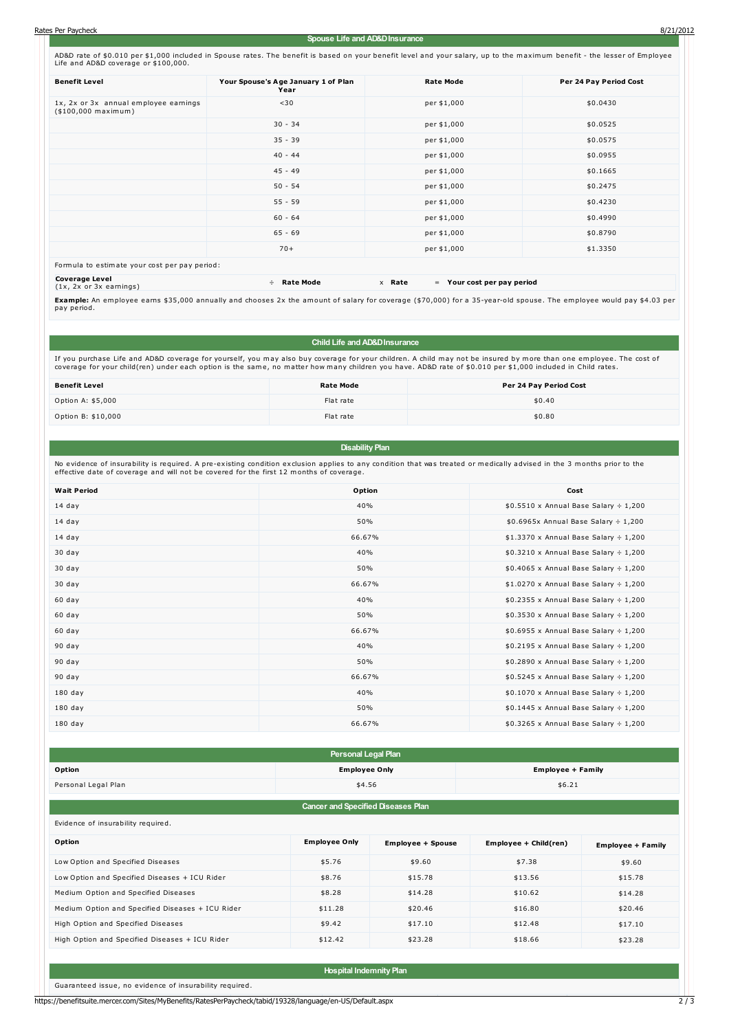## Spouse Life and AD&D Insurance

AD&D rate of $0.010 per $1,000 included in Spouse rates. The benefit is based on your benefit level and your salary, up to the maximum benefit - the lesser of Employee Life and AD&D coverage or $100,000.

| Benefit Level | Your Spouse's Age January 1 of Plan Year | Rate Mode | Per 24 Pay Period Cost |
|---|---|---|---|
| 1x, 2x or 3x annual employee earnings ($100,000 maximum) | <30 | per $1,000 | $0.0430 |
| | 30 - 34 | per $1,000 | $0.0525 |
| | 35 - 39 | per $1,000 | $0.0575 |
| | 40 - 44 | per $1,000 | $0.0955 |
| | 45 - 49 | per $1,000 | $0.1665 |
| | 50 - 54 | per $1,000 | $0.2475 |
| | 55 - 59 | per $1,000 | $0.4230 |
| | 60 - 64 | per $1,000 | $0.4990 |
| | 65 - 69 | per $1,000 | $0.8790 |
| | 70+ | per $1,000 | $1.3350 |

Formula to estimate your cost per pay period:

| **Coverage Level** (1x, 2x or 3x earnings) | ÷ **Rate Mode** | x **Rate** | = **Your cost per pay period** |
|---|---|---|---|

**Example:** An employee earns $35,000 annually and chooses 2x the amount of salary for coverage ($70,000) for a 35-year-old spouse. The employee would pay $4.03 per pay period.

## Child Life and AD&D Insurance

If you purchase Life and AD&D coverage for yourself, you may also buy coverage for your children. A child may not be insured by more than one employee. The cost of coverage for your child(ren) under each option is the same, no matter how many children you have. AD&D rate of $0.010 per $1,000 included in Child rates.

| Benefit Level | Rate Mode | Per 24 Pay Period Cost |
|---|---|---|
| Option A: $5,000 | Flat rate | $0.40 |
| Option B: $10,000 | Flat rate | $0.80 |

## Disability Plan

No evidence of insurability is required. A pre-existing condition exclusion applies to any condition that was treated or medically advised in the 3 months prior to the effective date of coverage and will not be covered for the first 12 months of coverage.

| Wait Period | Option | Cost |
|---|---|---|
| 14 day | 40% | $0.5510 x Annual Base Salary ÷ 1,200 |
| 14 day | 50% | $0.6965x Annual Base Salary ÷ 1,200 |
| 14 day | 66.67% | $1.3370 x Annual Base Salary ÷ 1,200 |
| 30 day | 40% | $0.3210 x Annual Base Salary ÷ 1,200 |
| 30 day | 50% | $0.4065 x Annual Base Salary ÷ 1,200 |
| 30 day | 66.67% | $1.0270 x Annual Base Salary ÷ 1,200 |
| 60 day | 40% | $0.2355 x Annual Base Salary ÷ 1,200 |
| 60 day | 50% | $0.3530 x Annual Base Salary ÷ 1,200 |
| 60 day | 66.67% | $0.6955 x Annual Base Salary ÷ 1,200 |
| 90 day | 40% | $0.2195 x Annual Base Salary ÷ 1,200 |
| 90 day | 50% | $0.2890 x Annual Base Salary ÷ 1,200 |
| 90 day | 66.67% | $0.5245 x Annual Base Salary ÷ 1,200 |
| 180 day | 40% | $0.1070 x Annual Base Salary ÷ 1,200 |
| 180 day | 50% | $0.1445 x Annual Base Salary ÷ 1,200 |
| 180 day | 66.67% | $0.3265 x Annual Base Salary ÷ 1,200 |

## Personal Legal Plan

| Option | Employee Only | Employee + Family |
|---|---|---|
| Personal Legal Plan | $4.56 | $6.21 |

## Cancer and Specified Diseases Plan

Evidence of insurability required.

| Option | Employee Only | Employee + Spouse | Employee + Child(ren) | Employee + Family |
|---|---|---|---|---|
| Low Option and Specified Diseases | $5.76 | $9.60 | $7.38 | $9.60 |
| Low Option and Specified Diseases + ICU Rider | $8.76 | $15.78 | $13.56 | $15.78 |
| Medium Option and Specified Diseases | $8.28 | $14.28 | $10.62 | $14.28 |
| Medium Option and Specified Diseases + ICU Rider | $11.28 | $20.46 | $16.80 | $20.46 |
| High Option and Specified Diseases | $9.42 | $17.10 | $12.48 | $17.10 |
| High Option and Specified Diseases + ICU Rider | $12.42 | $23.28 | $18.66 | $23.28 |

## Hospital Indemnity Plan

Guaranteed issue, no evidence of insurability required.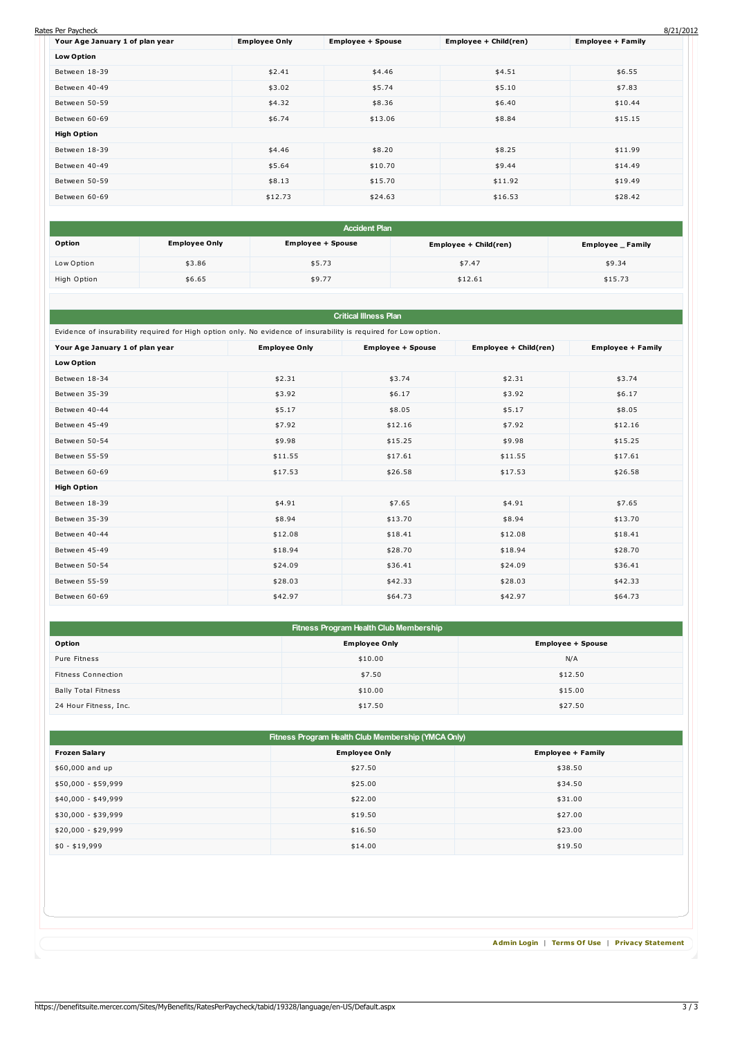| Your Age January 1 of plan year | Employee Only | Employee + Spouse | Employee + Child(ren) | Employee + Family |
|---|---|---|---|---|
| **Low Option** | | | | |
| Between 18-39 | $2.41 | $4.46 | $4.51 | $6.55 |
| Between 40-49 | $3.02 | $5.74 | $5.10 | $7.83 |
| Between 50-59 | $4.32 | $8.36 | $6.40 | $10.44 |
| Between 60-69 | $6.74 | $13.06 | $8.84 | $15.15 |
| **High Option** | | | | |
| Between 18-39 | $4.46 | $8.20 | $8.25 | $11.99 |
| Between 40-49 | $5.64 | $10.70 | $9.44 | $14.49 |
| Between 50-59 | $8.13 | $15.70 | $11.92 | $19.49 |
| Between 60-69 | $12.73 | $24.63 | $16.53 | $28.42 |

## Accident Plan

| Option | Employee Only | Employee + Spouse | Employee + Child(ren) | Employee _ Family |
|---|---|---|---|---|
| Low Option | $3.86 | $5.73 | $7.47 | $9.34 |
| High Option | $6.65 | $9.77 | $12.61 | $15.73 |

## Critical Illness Plan

Evidence of insurability required for High option only. No evidence of insurability is required for Low option.

| Your Age January 1 of plan year | Employee Only | Employee + Spouse | Employee + Child(ren) | Employee + Family |
|---|---|---|---|---|
| **Low Option** | | | | |
| Between 18-34 | $2.31 | $3.74 | $2.31 | $3.74 |
| Between 35-39 | $3.92 | $6.17 | $3.92 | $6.17 |
| Between 40-44 | $5.17 | $8.05 | $5.17 | $8.05 |
| Between 45-49 | $7.92 | $12.16 | $7.92 | $12.16 |
| Between 50-54 | $9.98 | $15.25 | $9.98 | $15.25 |
| Between 55-59 | $11.55 | $17.61 | $11.55 | $17.61 |
| Between 60-69 | $17.53 | $26.58 | $17.53 | $26.58 |
| **High Option** | | | | |
| Between 18-39 | $4.91 | $7.65 | $4.91 | $7.65 |
| Between 35-39 | $8.94 | $13.70 | $8.94 | $13.70 |
| Between 40-44 | $12.08 | $18.41 | $12.08 | $18.41 |
| Between 45-49 | $18.94 | $28.70 | $18.94 | $28.70 |
| Between 50-54 | $24.09 | $36.41 | $24.09 | $36.41 |
| Between 55-59 | $28.03 | $42.33 | $28.03 | $42.33 |
| Between 60-69 | $42.97 | $64.73 | $42.97 | $64.73 |

## Fitness Program Health Club Membership

| Option | Employee Only | Employee + Spouse |
|---|---|---|
| Pure Fitness | $10.00 | N/A |
| Fitness Connection | $7.50 | $12.50 |
| Bally Total Fitness | $10.00 | $15.00 |
| 24 Hour Fitness, Inc. | $17.50 | $27.50 |

## Fitness Program Health Club Membership (YMCA Only)

| Frozen Salary | Employee Only | Employee + Family |
|---|---|---|
| $60,000 and up | $27.50 | $38.50 |
| $50,000 - $59,999 | $25.00 | $34.50 |
| $40,000 - $49,999 | $22.00 | $31.00 |
| $30,000 - $39,999 | $19.50 | $27.00 |
| $20,000 - $29,999 | $16.50 | $23.00 |
| $0 - $19,999 | $14.00 | $19.50 |

Admin Login | Terms Of Use | Privacy Statement